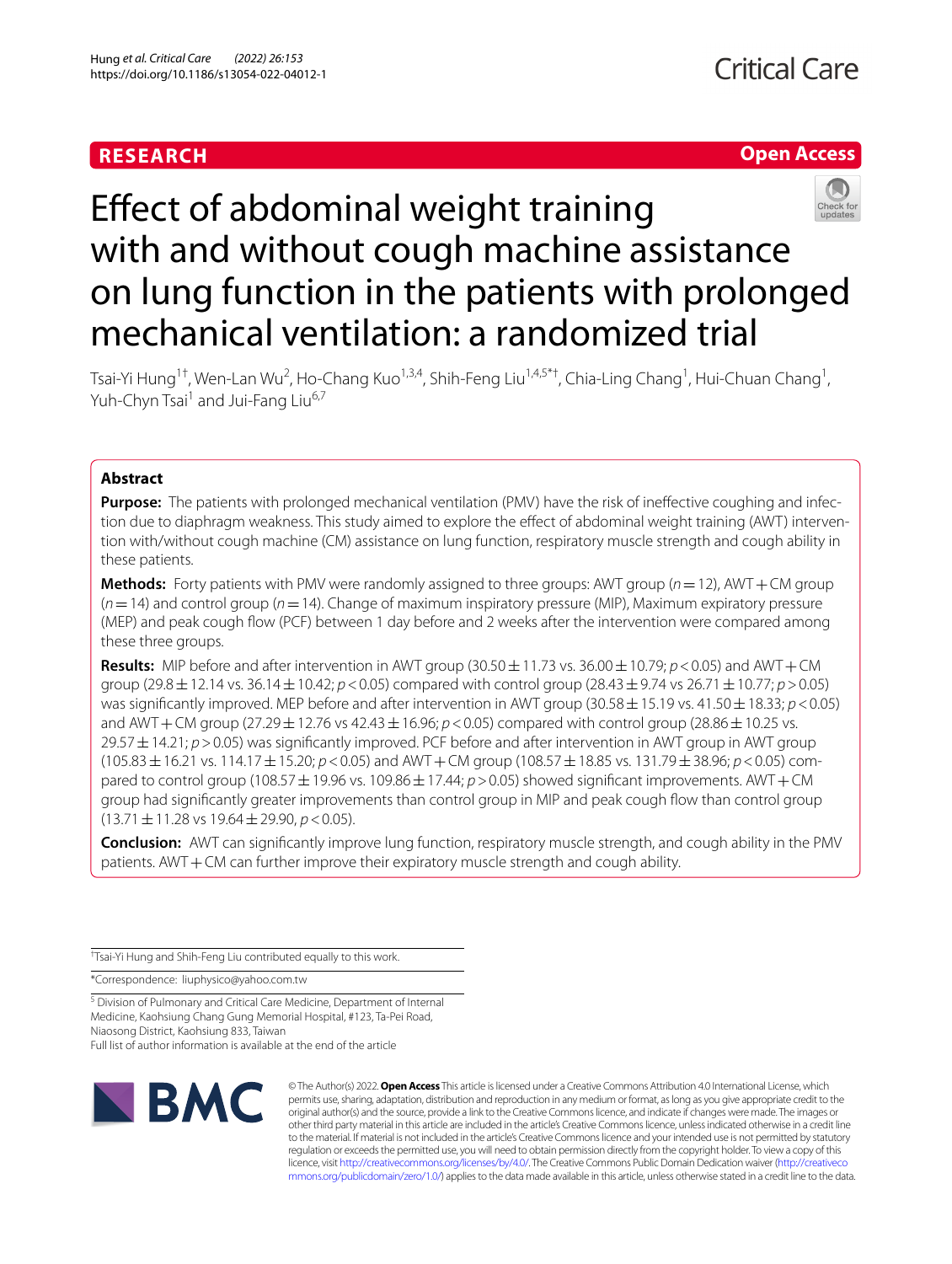**RESEARCH** **Open Access**

# Effect of abdominal weight training with and without cough machine assistance on lung function in the patients with prolonged mechanical ventilation: a randomized trial

Tsai-Yi Hung[1†], Wen-Lan Wu[2], Ho-Chang Kuo[1,3,4], Shih-Feng Liu[1,4,5*†], Chia-Ling Chang[1], Hui-Chuan Chang[1], Yuh-Chyn Tsai[1] and Jui-Fang Liu[6,7]

## Abstract

**Purpose:** The patients with prolonged mechanical ventilation (PMV) have the risk of ineffective coughing and infection due to diaphragm weakness. This study aimed to explore the effect of abdominal weight training (AWT) intervention with/without cough machine (CM) assistance on lung function, respiratory muscle strength and cough ability in these patients.

**Methods:** Forty patients with PMV were randomly assigned to three groups: AWT group ($n = 12$), AWT + CM group ($n = 14$) and control group ($n = 14$). Change of maximum inspiratory pressure (MIP), Maximum expiratory pressure (MEP) and peak cough flow (PCF) between 1 day before and 2 weeks after the intervention were compared among these three groups.

**Results:** MIP before and after intervention in AWT group (30.50 ± 11.73 vs. 36.00 ± 10.79; $p < 0.05$) and AWT + CM group (29.8 ± 12.14 vs. 36.14 ± 10.42; $p < 0.05$) compared with control group (28.43 ± 9.74 vs 26.71 ± 10.77; $p > 0.05$) was significantly improved. MEP before and after intervention in AWT group (30.58 ± 15.19 vs. 41.50 ± 18.33; $p < 0.05$) and AWT + CM group (27.29 ± 12.76 vs 42.43 ± 16.96; $p < 0.05$) compared with control group (28.86 ± 10.25 vs. 29.57 ± 14.21; $p > 0.05$) was significantly improved. PCF before and after intervention in AWT group in AWT group (105.83 ± 16.21 vs. 114.17 ± 15.20; $p < 0.05$) and AWT + CM group (108.57 ± 18.85 vs. 131.79 ± 38.96; $p < 0.05$) compared to control group (108.57 ± 19.96 vs. 109.86 ± 17.44; $p > 0.05$) showed significant improvements. AWT + CM group had significantly greater improvements than control group in MIP and peak cough flow than control group (13.71 ± 11.28 vs 19.64 ± 29.90, $p < 0.05$).

**Conclusion:** AWT can significantly improve lung function, respiratory muscle strength, and cough ability in the PMV patients. AWT + CM can further improve their expiratory muscle strength and cough ability.

†Tsai-Yi Hung and Shih-Feng Liu contributed equally to this work.

*Correspondence: liuphysico@yahoo.com.tw

[5] Division of Pulmonary and Critical Care Medicine, Department of Internal Medicine, Kaohsiung Chang Gung Memorial Hospital, #123, Ta-Pei Road, Niaosong District, Kaohsiung 833, Taiwan

Full list of author information is available at the end of the article

© The Author(s) 2022. **Open Access** This article is licensed under a Creative Commons Attribution 4.0 International License, which permits use, sharing, adaptation, distribution and reproduction in any medium or format, as long as you give appropriate credit to the original author(s) and the source, provide a link to the Creative Commons licence, and indicate if changes were made. The images or other third party material in this article are included in the article's Creative Commons licence, unless indicated otherwise in a credit line to the material. If material is not included in the article's Creative Commons licence and your intended use is not permitted by statutory regulation or exceeds the permitted use, you will need to obtain permission directly from the copyright holder. To view a copy of this licence, visit http://creativecommons.org/licenses/by/4.0/. The Creative Commons Public Domain Dedication waiver (http://creativecommons.org/publicdomain/zero/1.0/) applies to the data made available in this article, unless otherwise stated in a credit line to the data.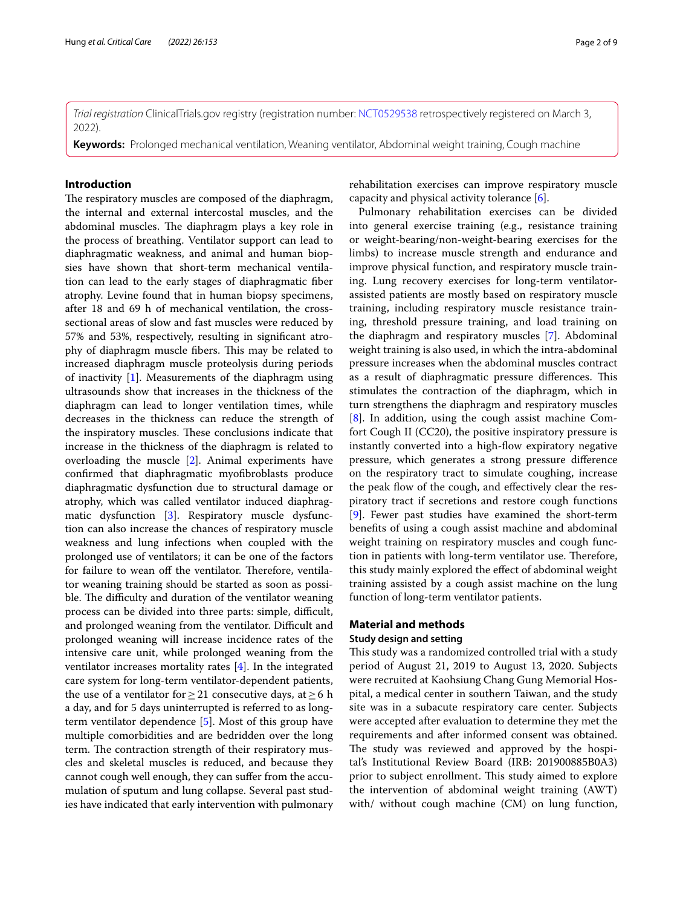*Trial registration* ClinicalTrials.gov registry (registration number: NCT0529538 retrospectively registered on March 3, 2022).

**Keywords:** Prolonged mechanical ventilation, Weaning ventilator, Abdominal weight training, Cough machine

## Introduction

The respiratory muscles are composed of the diaphragm, the internal and external intercostal muscles, and the abdominal muscles. The diaphragm plays a key role in the process of breathing. Ventilator support can lead to diaphragmatic weakness, and animal and human biopsies have shown that short-term mechanical ventilation can lead to the early stages of diaphragmatic fiber atrophy. Levine found that in human biopsy specimens, after 18 and 69 h of mechanical ventilation, the cross-sectional areas of slow and fast muscles were reduced by 57% and 53%, respectively, resulting in significant atrophy of diaphragm muscle fibers. This may be related to increased diaphragm muscle proteolysis during periods of inactivity [1]. Measurements of the diaphragm using ultrasounds show that increases in the thickness of the diaphragm can lead to longer ventilation times, while decreases in the thickness can reduce the strength of the inspiratory muscles. These conclusions indicate that increase in the thickness of the diaphragm is related to overloading the muscle [2]. Animal experiments have confirmed that diaphragmatic myofibroblasts produce diaphragmatic dysfunction due to structural damage or atrophy, which was called ventilator induced diaphragmatic dysfunction [3]. Respiratory muscle dysfunction can also increase the chances of respiratory muscle weakness and lung infections when coupled with the prolonged use of ventilators; it can be one of the factors for failure to wean off the ventilator. Therefore, ventilator weaning training should be started as soon as possible. The difficulty and duration of the ventilator weaning process can be divided into three parts: simple, difficult, and prolonged weaning from the ventilator. Difficult and prolonged weaning will increase incidence rates of the intensive care unit, while prolonged weaning from the ventilator increases mortality rates [4]. In the integrated care system for long-term ventilator-dependent patients, the use of a ventilator for $\geq 21$ consecutive days, at $\geq 6$ h a day, and for 5 days uninterrupted is referred to as long-term ventilator dependence [5]. Most of this group have multiple comorbidities and are bedridden over the long term. The contraction strength of their respiratory muscles and skeletal muscles is reduced, and because they cannot cough well enough, they can suffer from the accumulation of sputum and lung collapse. Several past studies have indicated that early intervention with pulmonary rehabilitation exercises can improve respiratory muscle capacity and physical activity tolerance [6].

Pulmonary rehabilitation exercises can be divided into general exercise training (e.g., resistance training or weight-bearing/non-weight-bearing exercises for the limbs) to increase muscle strength and endurance and improve physical function, and respiratory muscle training. Lung recovery exercises for long-term ventilator-assisted patients are mostly based on respiratory muscle training, including respiratory muscle resistance training, threshold pressure training, and load training on the diaphragm and respiratory muscles [7]. Abdominal weight training is also used, in which the intra-abdominal pressure increases when the abdominal muscles contract as a result of diaphragmatic pressure differences. This stimulates the contraction of the diaphragm, which in turn strengthens the diaphragm and respiratory muscles [8]. In addition, using the cough assist machine Comfort Cough II (CC20), the positive inspiratory pressure is instantly converted into a high-flow expiratory negative pressure, which generates a strong pressure difference on the respiratory tract to simulate coughing, increase the peak flow of the cough, and effectively clear the respiratory tract if secretions and restore cough functions [9]. Fewer past studies have examined the short-term benefits of using a cough assist machine and abdominal weight training on respiratory muscles and cough function in patients with long-term ventilator use. Therefore, this study mainly explored the effect of abdominal weight training assisted by a cough assist machine on the lung function of long-term ventilator patients.

## Material and methods

### Study design and setting

This study was a randomized controlled trial with a study period of August 21, 2019 to August 13, 2020. Subjects were recruited at Kaohsiung Chang Gung Memorial Hospital, a medical center in southern Taiwan, and the study site was in a subacute respiratory care center. Subjects were accepted after evaluation to determine they met the requirements and after informed consent was obtained. The study was reviewed and approved by the hospital's Institutional Review Board (IRB: 201900885B0A3) prior to subject enrollment. This study aimed to explore the intervention of abdominal weight training (AWT) with/ without cough machine (CM) on lung function,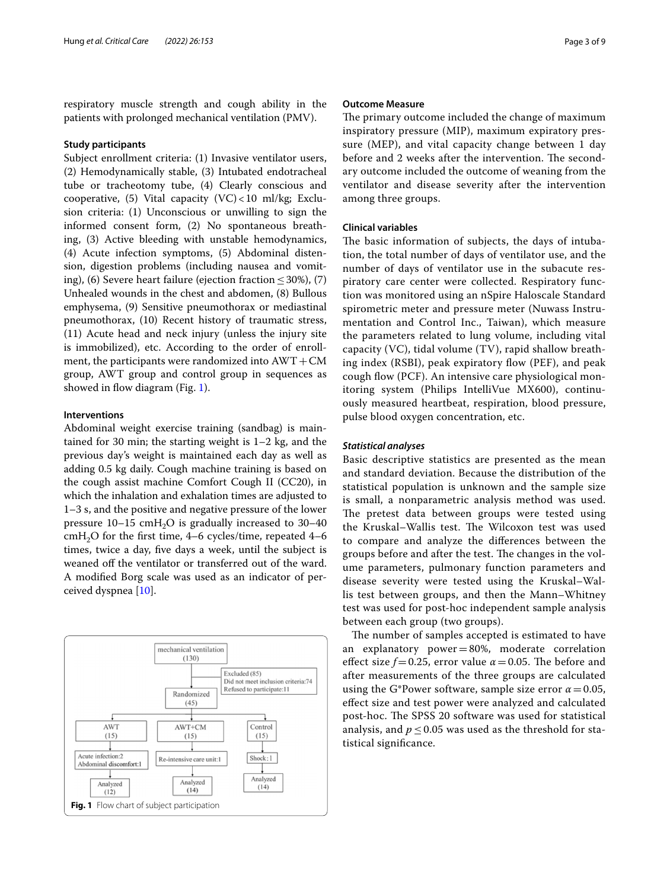respiratory muscle strength and cough ability in the patients with prolonged mechanical ventilation (PMV).

### Study participants

Subject enrollment criteria: (1) Invasive ventilator users, (2) Hemodynamically stable, (3) Intubated endotracheal tube or tracheotomy tube, (4) Clearly conscious and cooperative, (5) Vital capacity (VC) < 10 ml/kg; Exclusion criteria: (1) Unconscious or unwilling to sign the informed consent form, (2) No spontaneous breathing, (3) Active bleeding with unstable hemodynamics, (4) Acute infection symptoms, (5) Abdominal distension, digestion problems (including nausea and vomiting), (6) Severe heart failure (ejection fraction ≤ 30%), (7) Unhealed wounds in the chest and abdomen, (8) Bullous emphysema, (9) Sensitive pneumothorax or mediastinal pneumothorax, (10) Recent history of traumatic stress, (11) Acute head and neck injury (unless the injury site is immobilized), etc. According to the order of enrollment, the participants were randomized into AWT + CM group, AWT group and control group in sequences as showed in flow diagram (Fig. 1).

### Interventions

Abdominal weight exercise training (sandbag) is maintained for 30 min; the starting weight is 1–2 kg, and the previous day's weight is maintained each day as well as adding 0.5 kg daily. Cough machine training is based on the cough assist machine Comfort Cough II (CC20), in which the inhalation and exhalation times are adjusted to 1–3 s, and the positive and negative pressure of the lower pressure 10–15 cm$H_2O$ is gradually increased to 30–40 cm$H_2O$ for the first time, 4–6 cycles/time, repeated 4–6 times, twice a day, five days a week, until the subject is weaned off the ventilator or transferred out of the ward. A modified Borg scale was used as an indicator of perceived dyspnea [10].

mechanical ventilation (130) → Excluded (85): Did not meet inclusion criteria: 74; Refused to participate: 11 → Randomized (45)
- AWT (15) → Acute infection: 2; Abdominal discomfort: 1 → Analyzed (12)
- AWT+CM (15) → Re-intensive care unit: 1 → Analyzed (14)
- Control (15) → Shock: 1 → Analyzed (14)

**Fig. 1** Flow chart of subject participation

### Outcome Measure

The primary outcome included the change of maximum inspiratory pressure (MIP), maximum expiratory pressure (MEP), and vital capacity change between 1 day before and 2 weeks after the intervention. The secondary outcome included the outcome of weaning from the ventilator and disease severity after the intervention among three groups.

### Clinical variables

The basic information of subjects, the days of intubation, the total number of days of ventilator use, and the number of days of ventilator use in the subacute respiratory care center were collected. Respiratory function was monitored using an nSpire Haloscale Standard spirometric meter and pressure meter (Nuwass Instrumentation and Control Inc., Taiwan), which measure the parameters related to lung volume, including vital capacity (VC), tidal volume (TV), rapid shallow breathing index (RSBI), peak expiratory flow (PEF), and peak cough flow (PCF). An intensive care physiological monitoring system (Philips IntelliVue MX600), continuously measured heartbeat, respiration, blood pressure, pulse blood oxygen concentration, etc.

#### *Statistical analyses*

Basic descriptive statistics are presented as the mean and standard deviation. Because the distribution of the statistical population is unknown and the sample size is small, a nonparametric analysis method was used. The pretest data between groups were tested using the Kruskal–Wallis test. The Wilcoxon test was used to compare and analyze the differences between the groups before and after the test. The changes in the volume parameters, pulmonary function parameters and disease severity were tested using the Kruskal–Wallis test between groups, and then the Mann–Whitney test was used for post-hoc independent sample analysis between each group (two groups).

The number of samples accepted is estimated to have an explanatory power = 80%, moderate correlation effect size $f = 0.25$, error value $\alpha = 0.05$. The before and after measurements of the three groups are calculated using the G*Power software, sample size error $\alpha = 0.05$, effect size and test power were analyzed and calculated post-hoc. The SPSS 20 software was used for statistical analysis, and $p \leq 0.05$ was used as the threshold for statistical significance.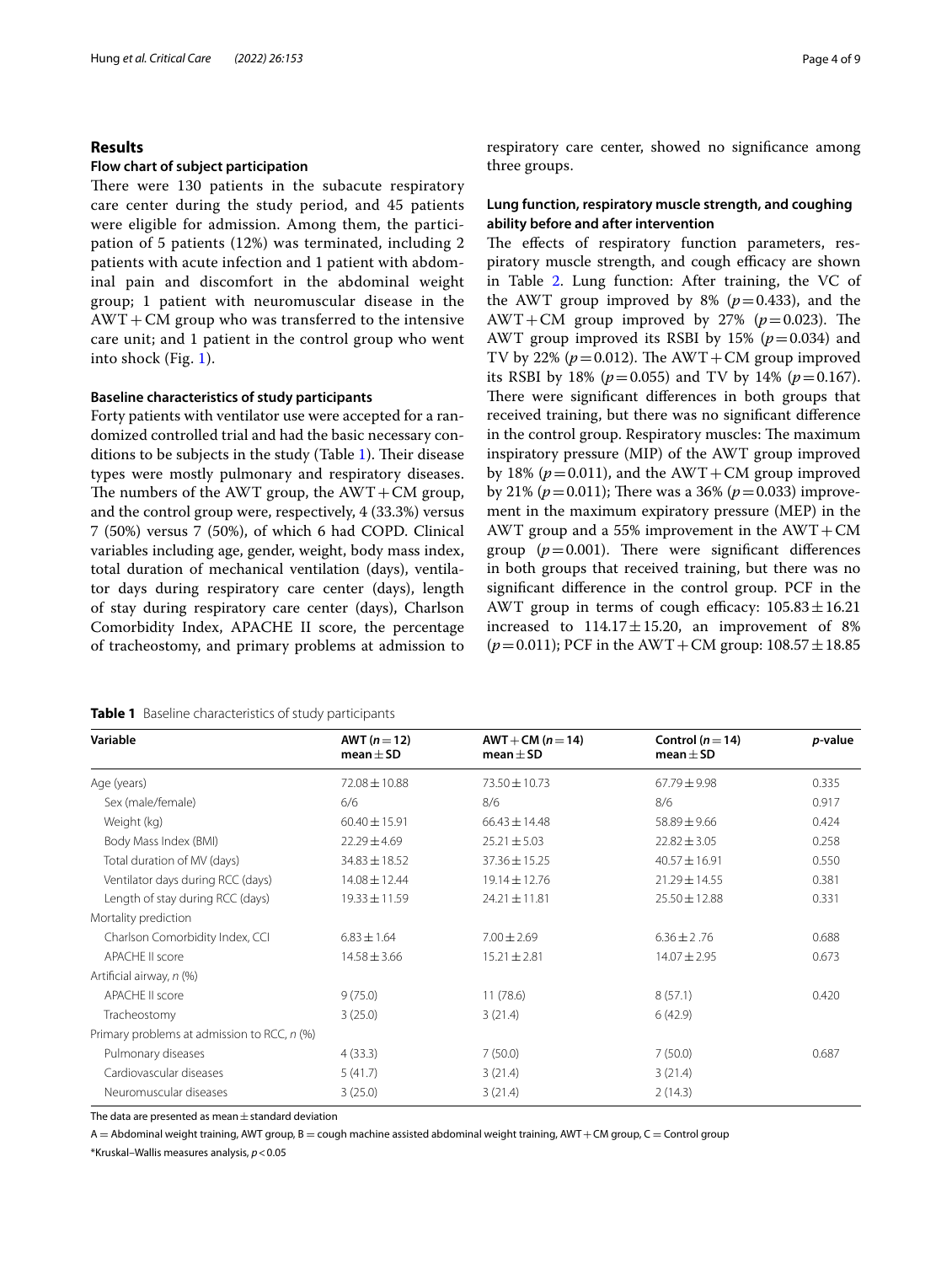## Results

### Flow chart of subject participation

There were 130 patients in the subacute respiratory care center during the study period, and 45 patients were eligible for admission. Among them, the participation of 5 patients (12%) was terminated, including 2 patients with acute infection and 1 patient with abdominal pain and discomfort in the abdominal weight group; 1 patient with neuromuscular disease in the AWT + CM group who was transferred to the intensive care unit; and 1 patient in the control group who went into shock (Fig. 1).

### Baseline characteristics of study participants

Forty patients with ventilator use were accepted for a randomized controlled trial and had the basic necessary conditions to be subjects in the study (Table 1). Their disease types were mostly pulmonary and respiratory diseases. The numbers of the AWT group, the AWT + CM group, and the control group were, respectively, 4 (33.3%) versus 7 (50%) versus 7 (50%), of which 6 had COPD. Clinical variables including age, gender, weight, body mass index, total duration of mechanical ventilation (days), ventilator days during respiratory care center (days), length of stay during respiratory care center (days), Charlson Comorbidity Index, APACHE II score, the percentage of tracheostomy, and primary problems at admission to respiratory care center, showed no significance among three groups.

### Lung function, respiratory muscle strength, and coughing ability before and after intervention

The effects of respiratory function parameters, respiratory muscle strength, and cough efficacy are shown in Table 2. Lung function: After training, the VC of the AWT group improved by 8% ($p = 0.433$), and the AWT + CM group improved by 27% ($p = 0.023$). The AWT group improved its RSBI by 15% ($p = 0.034$) and TV by 22% ($p = 0.012$). The AWT + CM group improved its RSBI by 18% ($p = 0.055$) and TV by 14% ($p = 0.167$). There were significant differences in both groups that received training, but there was no significant difference in the control group. Respiratory muscles: The maximum inspiratory pressure (MIP) of the AWT group improved by 18% ($p = 0.011$), and the AWT + CM group improved by 21% ($p = 0.011$); There was a 36% ($p = 0.033$) improvement in the maximum expiratory pressure (MEP) in the AWT group and a 55% improvement in the AWT + CM group ($p = 0.001$). There were significant differences in both groups that received training, but there was no significant difference in the control group. PCF in the AWT group in terms of cough efficacy: $105.83 \pm 16.21$ increased to $114.17 \pm 15.20$, an improvement of 8% ($p = 0.011$); PCF in the AWT + CM group: $108.57 \pm 18.85$

**Table 1** Baseline characteristics of study participants

| Variable | AWT ($n = 12$) mean ± SD | AWT + CM ($n = 14$) mean ± SD | Control ($n = 14$) mean ± SD | *p*-value |
|---|---|---|---|---|
| Age (years) | 72.08 ± 10.88 | 73.50 ± 10.73 | 67.79 ± 9.98 | 0.335 |
| Sex (male/female) | 6/6 | 8/6 | 8/6 | 0.917 |
| Weight (kg) | 60.40 ± 15.91 | 66.43 ± 14.48 | 58.89 ± 9.66 | 0.424 |
| Body Mass Index (BMI) | 22.29 ± 4.69 | 25.21 ± 5.03 | 22.82 ± 3.05 | 0.258 |
| Total duration of MV (days) | 34.83 ± 18.52 | 37.36 ± 15.25 | 40.57 ± 16.91 | 0.550 |
| Ventilator days during RCC (days) | 14.08 ± 12.44 | 19.14 ± 12.76 | 21.29 ± 14.55 | 0.381 |
| Length of stay during RCC (days) | 19.33 ± 11.59 | 24.21 ± 11.81 | 25.50 ± 12.88 | 0.331 |
| Mortality prediction | | | | |
| Charlson Comorbidity Index, CCI | 6.83 ± 1.64 | 7.00 ± 2.69 | 6.36 ± 2 .76 | 0.688 |
| APACHE II score | 14.58 ± 3.66 | 15.21 ± 2.81 | 14.07 ± 2.95 | 0.673 |
| Artificial airway, *n* (%) | | | | |
| APACHE II score | 9 (75.0) | 11 (78.6) | 8 (57.1) | 0.420 |
| Tracheostomy | 3 (25.0) | 3 (21.4) | 6 (42.9) | |
| Primary problems at admission to RCC, *n* (%) | | | | |
| Pulmonary diseases | 4 (33.3) | 7 (50.0) | 7 (50.0) | 0.687 |
| Cardiovascular diseases | 5 (41.7) | 3 (21.4) | 3 (21.4) | |
| Neuromuscular diseases | 3 (25.0) | 3 (21.4) | 2 (14.3) | |

The data are presented as mean ± standard deviation

A = Abdominal weight training, AWT group, B = cough machine assisted abdominal weight training, AWT + CM group, C = Control group

*Kruskal–Wallis measures analysis, $p < 0.05$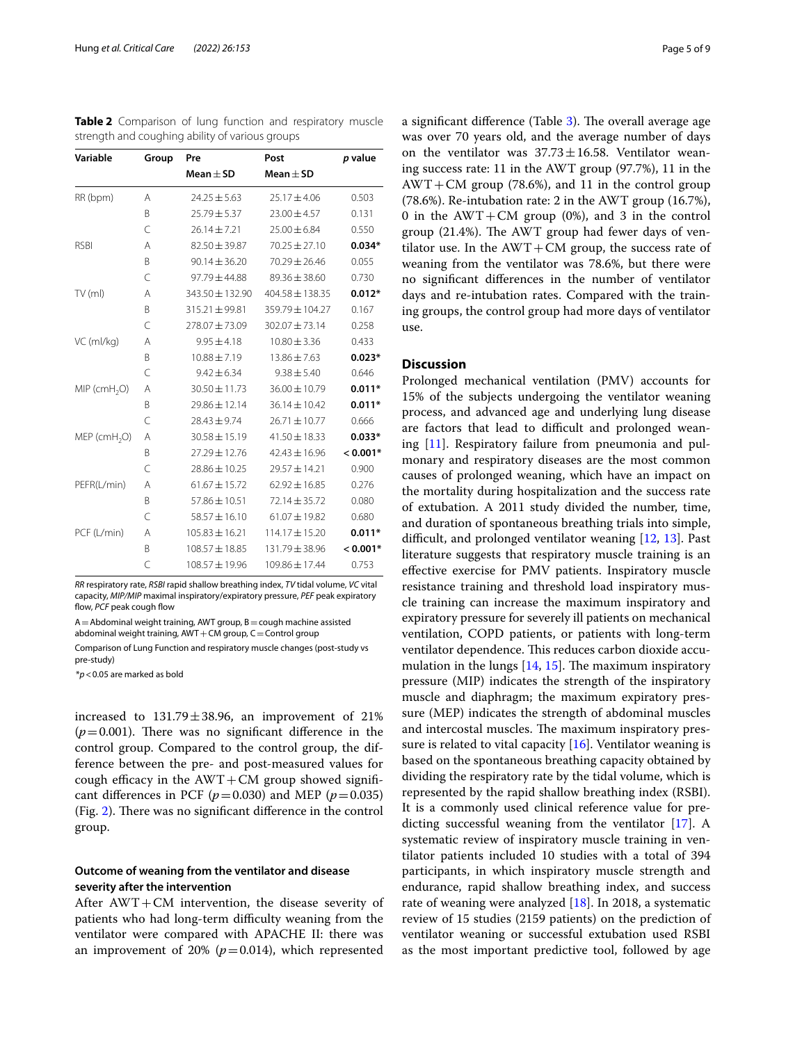**Table 2** Comparison of lung function and respiratory muscle strength and coughing ability of various groups

| Variable | Group | Pre<br>Mean ± SD | Post<br>Mean ± SD | *p* value |
|---|---|---|---|---|
| RR (bpm) | A | 24.25 ± 5.63 | 25.17 ± 4.06 | 0.503 |
| | B | 25.79 ± 5.37 | 23.00 ± 4.57 | 0.131 |
| | C | 26.14 ± 7.21 | 25.00 ± 6.84 | 0.550 |
| RSBI | A | 82.50 ± 39.87 | 70.25 ± 27.10 | **0.034*** |
| | B | 90.14 ± 36.20 | 70.29 ± 26.46 | 0.055 |
| | C | 97.79 ± 44.88 | 89.36 ± 38.60 | 0.730 |
| TV (ml) | A | 343.50 ± 132.90 | 404.58 ± 138.35 | **0.012*** |
| | B | 315.21 ± 99.81 | 359.79 ± 104.27 | 0.167 |
| | C | 278.07 ± 73.09 | 302.07 ± 73.14 | 0.258 |
| VC (ml/kg) | A | 9.95 ± 4.18 | 10.80 ± 3.36 | 0.433 |
| | B | 10.88 ± 7.19 | 13.86 ± 7.63 | **0.023*** |
| | C | 9.42 ± 6.34 | 9.38 ± 5.40 | 0.646 |
| MIP (cm$H_2O$) | A | 30.50 ± 11.73 | 36.00 ± 10.79 | **0.011*** |
| | B | 29.86 ± 12.14 | 36.14 ± 10.42 | **0.011*** |
| | C | 28.43 ± 9.74 | 26.71 ± 10.77 | 0.666 |
| MEP (cm$H_2O$) | A | 30.58 ± 15.19 | 41.50 ± 18.33 | **0.033*** |
| | B | 27.29 ± 12.76 | 42.43 ± 16.96 | **< 0.001*** |
| | C | 28.86 ± 10.25 | 29.57 ± 14.21 | 0.900 |
| PEFR(L/min) | A | 61.67 ± 15.72 | 62.92 ± 16.85 | 0.276 |
| | B | 57.86 ± 10.51 | 72.14 ± 35.72 | 0.080 |
| | C | 58.57 ± 16.10 | 61.07 ± 19.82 | 0.680 |
| PCF (L/min) | A | 105.83 ± 16.21 | 114.17 ± 15.20 | **0.011*** |
| | B | 108.57 ± 18.85 | 131.79 ± 38.96 | **< 0.001*** |
| | C | 108.57 ± 19.96 | 109.86 ± 17.44 | 0.753 |

*RR* respiratory rate, *RSBI* rapid shallow breathing index, *TV* tidal volume, *VC* vital capacity, *MIP/MIP* maximal inspiratory/expiratory pressure, *PEF* peak expiratory flow, *PCF* peak cough flow

A = Abdominal weight training, AWT group, B = cough machine assisted abdominal weight training, AWT + CM group, C = Control group

Comparison of Lung Function and respiratory muscle changes (post-study vs pre-study)

*$p < 0.05$ are marked as bold

increased to 131.79 ± 38.96, an improvement of 21% ($p = 0.001$). There was no significant difference in the control group. Compared to the control group, the difference between the pre- and post-measured values for cough efficacy in the AWT + CM group showed significant differences in PCF ($p = 0.030$) and MEP ($p = 0.035$) (Fig. 2). There was no significant difference in the control group.

### Outcome of weaning from the ventilator and disease severity after the intervention

After AWT + CM intervention, the disease severity of patients who had long-term difficulty weaning from the ventilator were compared with APACHE II: there was an improvement of 20% ($p = 0.014$), which represented a significant difference (Table 3). The overall average age was over 70 years old, and the average number of days on the ventilator was 37.73 ± 16.58. Ventilator weaning success rate: 11 in the AWT group (97.7%), 11 in the AWT + CM group (78.6%), and 11 in the control group (78.6%). Re-intubation rate: 2 in the AWT group (16.7%), 0 in the AWT + CM group (0%), and 3 in the control group (21.4%). The AWT group had fewer days of ventilator use. In the AWT + CM group, the success rate of weaning from the ventilator was 78.6%, but there were no significant differences in the number of ventilator days and re-intubation rates. Compared with the training groups, the control group had more days of ventilator use.

## Discussion

Prolonged mechanical ventilation (PMV) accounts for 15% of the subjects undergoing the ventilator weaning process, and advanced age and underlying lung disease are factors that lead to difficult and prolonged weaning [11]. Respiratory failure from pneumonia and pulmonary and respiratory diseases are the most common causes of prolonged weaning, which have an impact on the mortality during hospitalization and the success rate of extubation. A 2011 study divided the number, time, and duration of spontaneous breathing trials into simple, difficult, and prolonged ventilator weaning [12, 13]. Past literature suggests that respiratory muscle training is an effective exercise for PMV patients. Inspiratory muscle resistance training and threshold load inspiratory muscle training can increase the maximum inspiratory and expiratory pressure for severely ill patients on mechanical ventilation, COPD patients, or patients with long-term ventilator dependence. This reduces carbon dioxide accumulation in the lungs [14, 15]. The maximum inspiratory pressure (MIP) indicates the strength of the inspiratory muscle and diaphragm; the maximum expiratory pressure (MEP) indicates the strength of abdominal muscles and intercostal muscles. The maximum inspiratory pressure is related to vital capacity [16]. Ventilator weaning is based on the spontaneous breathing capacity obtained by dividing the respiratory rate by the tidal volume, which is represented by the rapid shallow breathing index (RSBI). It is a commonly used clinical reference value for predicting successful weaning from the ventilator [17]. A systematic review of inspiratory muscle training in ventilator patients included 10 studies with a total of 394 participants, in which inspiratory muscle strength and endurance, rapid shallow breathing index, and success rate of weaning were analyzed [18]. In 2018, a systematic review of 15 studies (2159 patients) on the prediction of ventilator weaning or successful extubation used RSBI as the most important predictive tool, followed by age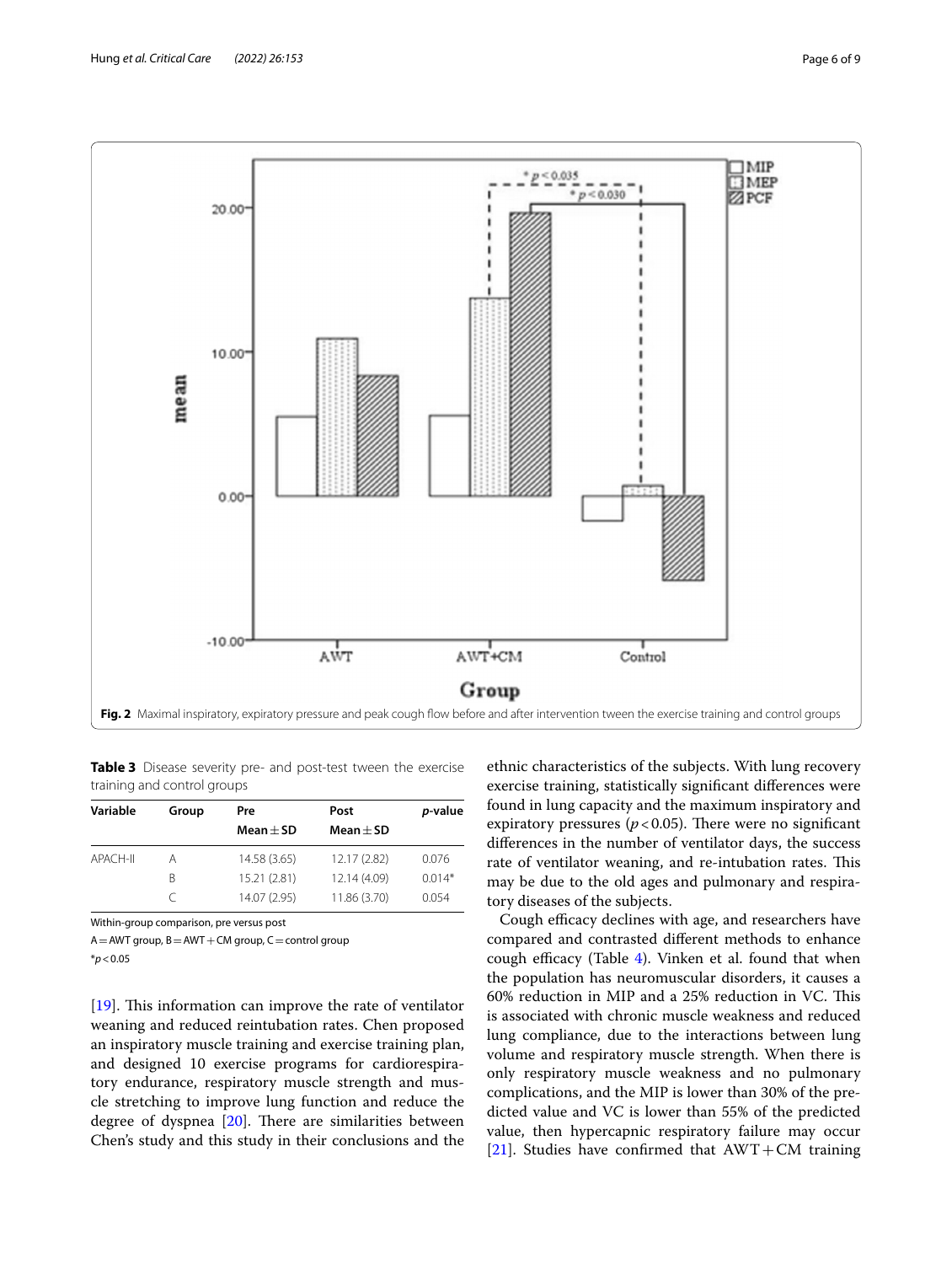Fig. 2 Maximal inspiratory, expiratory pressure and peak cough flow before and after intervention tween the exercise training and control groups

**Table 3** Disease severity pre- and post-test tween the exercise training and control groups

| Variable | Group | Pre Mean ± SD | Post Mean ± SD | *p*-value |
|---|---|---|---|---|
| APACH-II | A | 14.58 (3.65) | 12.17 (2.82) | 0.076 |
| | B | 15.21 (2.81) | 12.14 (4.09) | 0.014* |
| | C | 14.07 (2.95) | 11.86 (3.70) | 0.054 |

Within-group comparison, pre versus post

A = AWT group, B = AWT + CM group, C = control group

*$p<0.05$

[19]. This information can improve the rate of ventilator weaning and reduced reintubation rates. Chen proposed an inspiratory muscle training and exercise training plan, and designed 10 exercise programs for cardiorespiratory endurance, respiratory muscle strength and muscle stretching to improve lung function and reduce the degree of dyspnea [20]. There are similarities between Chen's study and this study in their conclusions and the ethnic characteristics of the subjects. With lung recovery exercise training, statistically significant differences were found in lung capacity and the maximum inspiratory and expiratory pressures ($p<0.05$). There were no significant differences in the number of ventilator days, the success rate of ventilator weaning, and re-intubation rates. This may be due to the old ages and pulmonary and respiratory diseases of the subjects.

Cough efficacy declines with age, and researchers have compared and contrasted different methods to enhance cough efficacy (Table 4). Vinken et al. found that when the population has neuromuscular disorders, it causes a 60% reduction in MIP and a 25% reduction in VC. This is associated with chronic muscle weakness and reduced lung compliance, due to the interactions between lung volume and respiratory muscle strength. When there is only respiratory muscle weakness and no pulmonary complications, and the MIP is lower than 30% of the predicted value and VC is lower than 55% of the predicted value, then hypercapnic respiratory failure may occur [21]. Studies have confirmed that AWT + CM training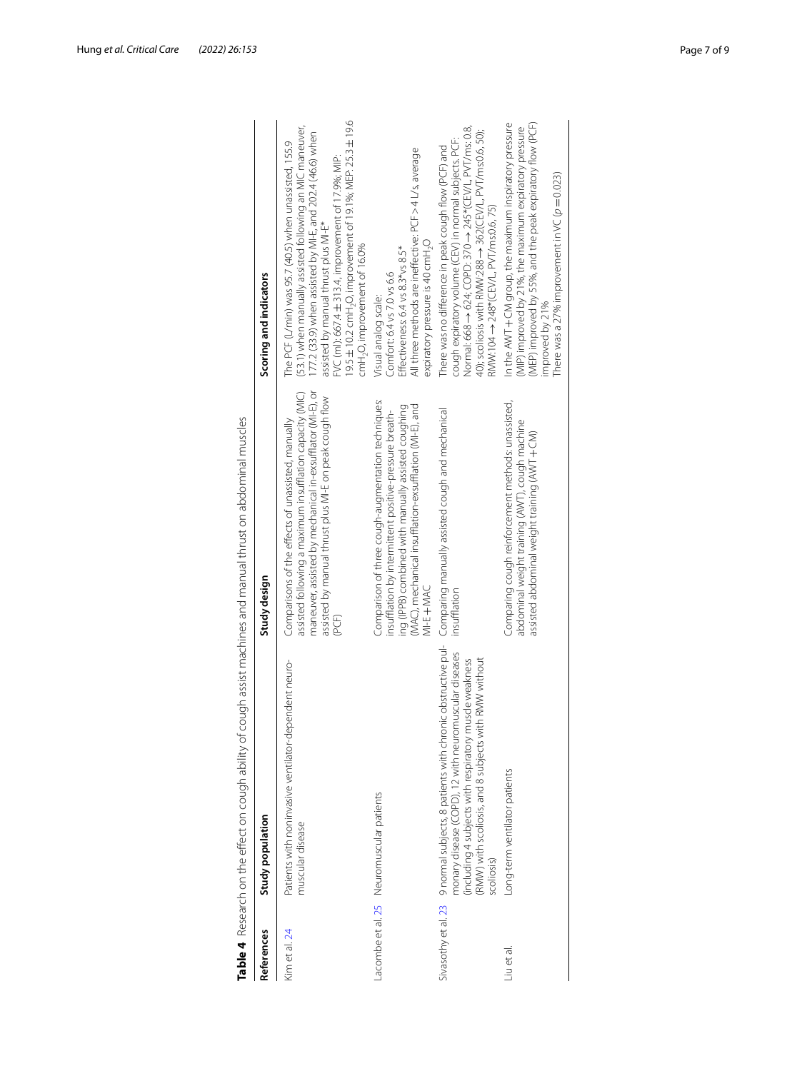**Table 4** Research on the effect on cough ability of cough assist machines and manual thrust on abdominal muscles

| References | Study population | Study design | Scoring and indicators |
|---|---|---|---|
| Kim et al. 24 | Patients with noninvasive ventilator-dependent neuromuscular disease | Comparisons of the effects of unassisted, manually assisted following a maximum insufflation capacity (MIC) maneuver, assisted by mechanical in-exsufflator (MI-E), or assisted by manual thrust plus MI-E on peak cough flow (PCF) | The PCF (L/min) was 95.7 (40.5) when unassisted, 155.9 (53.1) when manually assisted following an MIC maneuver, 177.2 (33.9) when assisted by MI-E, and 202.4 (46.6) when assisted by manual thrust plus MI-E*<br>FVC (ml): 667.4 ± 313.4, improvement of 17.9%; MIP: 19.5 ± 10.2 $cmH_2O$, improvement of 19.1%; MEP: 25.3 ± 19.6 $cmH_2O$, improvement of 16.0% |
| Lacombe et al. 25 | Neuromuscular patients | Comparison of three cough-augmentation techniques: insufflation by intermittent positive-pressure breathing (IPPB) combined with manually assisted coughing (MAC), mechanical insufflation-exsufflation (MI-E), and MI-E + MAC | Visual analog scale:<br>Comfort: 6.4 vs 7.0 vs 6.6<br>Effectiveness: 6.4 vs 8.3* vs 8.5*<br>All three methods are ineffective: PCF > 4 L/s, average expiratory pressure is 40 $cmH_2O$ |
| Sivasothy et al. 23 | 9 normal subjects, 8 patients with chronic obstructive pulmonary disease (COPD), 12 with neuromuscular diseases (including 4 subjects with respiratory muscle weakness (RMW) with scoliosis, and 8 subjects with RMW without scoliosis) | Comparing manually assisted cough and mechanical insufflation | There was no difference in peak cough flow (PCF) and cough expiratory volume (CEV) in normal subjects. PCF: Normal: 668 → 624; COPD: 370 → 245*(CEV/L, PVT/ms: 0.8, 40); scoliosis with RMW:288 → 362(CEV/L, PVT/ms:0.6, 50); RMW:104 → 248*(CEV/L, PVT/ms:0.6, 75) |
| Liu et al. | Long-term ventilator patients | Comparing cough reinforcement methods: unassisted, abdominal weight training (AWT), cough machine assisted abdominal weight training (AWT + CM) | In the AWT + CM group, the maximum inspiratory pressure (MIP) improved by 21%, the maximum expiratory pressure (MEP) improved by 55%, and the peak expiratory flow (PCF) improved by 21%<br>There was a 27% improvement in VC ($p = 0.023$) |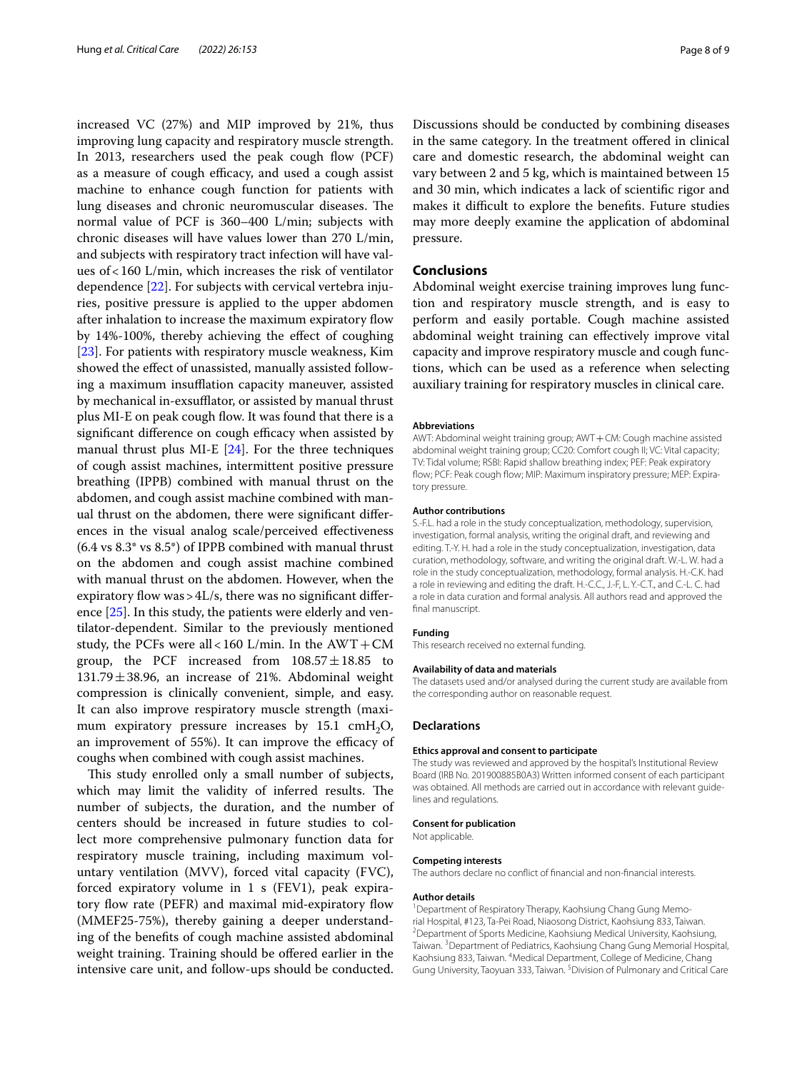increased VC (27%) and MIP improved by 21%, thus improving lung capacity and respiratory muscle strength. In 2013, researchers used the peak cough flow (PCF) as a measure of cough efficacy, and used a cough assist machine to enhance cough function for patients with lung diseases and chronic neuromuscular diseases. The normal value of PCF is 360–400 L/min; subjects with chronic diseases will have values lower than 270 L/min, and subjects with respiratory tract infection will have values of < 160 L/min, which increases the risk of ventilator dependence [22]. For subjects with cervical vertebra injuries, positive pressure is applied to the upper abdomen after inhalation to increase the maximum expiratory flow by 14%-100%, thereby achieving the effect of coughing [23]. For patients with respiratory muscle weakness, Kim showed the effect of unassisted, manually assisted following a maximum insufflation capacity maneuver, assisted by mechanical in-exsufflator, or assisted by manual thrust plus MI-E on peak cough flow. It was found that there is a significant difference on cough efficacy when assisted by manual thrust plus MI-E [24]. For the three techniques of cough assist machines, intermittent positive pressure breathing (IPPB) combined with manual thrust on the abdomen, and cough assist machine combined with manual thrust on the abdomen, there were significant differences in the visual analog scale/perceived effectiveness (6.4 vs 8.3* vs 8.5*) of IPPB combined with manual thrust on the abdomen and cough assist machine combined with manual thrust on the abdomen. However, when the expiratory flow was > 4L/s, there was no significant difference [25]. In this study, the patients were elderly and ventilator-dependent. Similar to the previously mentioned study, the PCFs were all < 160 L/min. In the AWT + CM group, the PCF increased from $108.57 \pm 18.85$ to $131.79 \pm 38.96$, an increase of 21%. Abdominal weight compression is clinically convenient, simple, and easy. It can also improve respiratory muscle strength (maximum expiratory pressure increases by 15.1 $cmH_2O$, an improvement of 55%). It can improve the efficacy of coughs when combined with cough assist machines.

This study enrolled only a small number of subjects, which may limit the validity of inferred results. The number of subjects, the duration, and the number of centers should be increased in future studies to collect more comprehensive pulmonary function data for respiratory muscle training, including maximum voluntary ventilation (MVV), forced vital capacity (FVC), forced expiratory volume in 1 s (FEV1), peak expiratory flow rate (PEFR) and maximal mid-expiratory flow (MMEF25-75%), thereby gaining a deeper understanding of the benefits of cough machine assisted abdominal weight training. Training should be offered earlier in the intensive care unit, and follow-ups should be conducted. Discussions should be conducted by combining diseases in the same category. In the treatment offered in clinical care and domestic research, the abdominal weight can vary between 2 and 5 kg, which is maintained between 15 and 30 min, which indicates a lack of scientific rigor and makes it difficult to explore the benefits. Future studies may more deeply examine the application of abdominal pressure.

## Conclusions

Abdominal weight exercise training improves lung function and respiratory muscle strength, and is easy to perform and easily portable. Cough machine assisted abdominal weight training can effectively improve vital capacity and improve respiratory muscle and cough functions, which can be used as a reference when selecting auxiliary training for respiratory muscles in clinical care.

#### Abbreviations

AWT: Abdominal weight training group; AWT + CM: Cough machine assisted abdominal weight training group; CC20: Comfort cough II; VC: Vital capacity; TV: Tidal volume; RSBI: Rapid shallow breathing index; PEF: Peak expiratory flow; PCF: Peak cough flow; MIP: Maximum inspiratory pressure; MEP: Expiratory pressure.

#### Author contributions

S.-F.L. had a role in the study conceptualization, methodology, supervision, investigation, formal analysis, writing the original draft, and reviewing and editing. T.-Y. H. had a role in the study conceptualization, investigation, data curation, methodology, software, and writing the original draft. W.-L. W. had a role in the study conceptualization, methodology, formal analysis. H.-C.K. had a role in reviewing and editing the draft. H.-C.C., J.-F, L. Y.-C.T., and C.-L. C. had a role in data curation and formal analysis. All authors read and approved the final manuscript.

#### Funding

This research received no external funding.

#### Availability of data and materials

The datasets used and/or analysed during the current study are available from the corresponding author on reasonable request.

### Declarations

#### Ethics approval and consent to participate

The study was reviewed and approved by the hospital's Institutional Review Board (IRB No. 201900885B0A3) Written informed consent of each participant was obtained. All methods are carried out in accordance with relevant guidelines and regulations.

#### Consent for publication

Not applicable.

#### Competing interests

The authors declare no conflict of financial and non-financial interests.

#### Author details

[1]Department of Respiratory Therapy, Kaohsiung Chang Gung Memorial Hospital, #123, Ta-Pei Road, Niaosong District, Kaohsiung 833, Taiwan. [2]Department of Sports Medicine, Kaohsiung Medical University, Kaohsiung, Taiwan. [3]Department of Pediatrics, Kaohsiung Chang Gung Memorial Hospital, Kaohsiung 833, Taiwan. [4]Medical Department, College of Medicine, Chang Gung University, Taoyuan 333, Taiwan. [5]Division of Pulmonary and Critical Care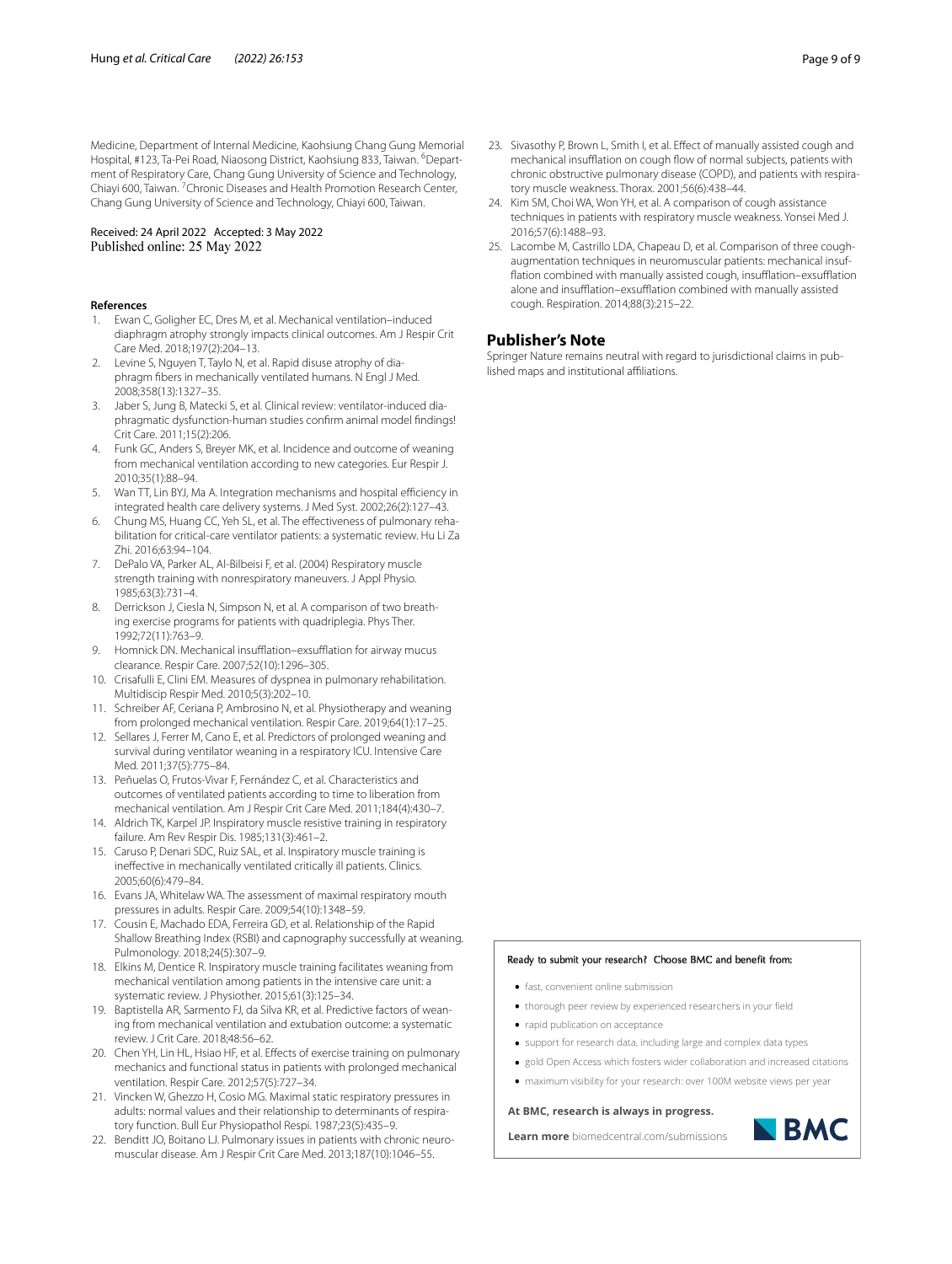Medicine, Department of Internal Medicine, Kaohsiung Chang Gung Memorial Hospital, #123, Ta-Pei Road, Niaosong District, Kaohsiung 833, Taiwan. [6]Department of Respiratory Care, Chang Gung University of Science and Technology, Chiayi 600, Taiwan. [7]Chronic Diseases and Health Promotion Research Center, Chang Gung University of Science and Technology, Chiayi 600, Taiwan.

Received: 24 April 2022 Accepted: 3 May 2022
Published online: 25 May 2022

**References**

1. Ewan C, Goligher EC, Dres M, et al. Mechanical ventilation–induced diaphragm atrophy strongly impacts clinical outcomes. Am J Respir Crit Care Med. 2018;197(2):204–13.
2. Levine S, Nguyen T, Taylo N, et al. Rapid disuse atrophy of diaphragm fibers in mechanically ventilated humans. N Engl J Med. 2008;358(13):1327–35.
3. Jaber S, Jung B, Matecki S, et al. Clinical review: ventilator-induced diaphragmatic dysfunction-human studies confirm animal model findings! Crit Care. 2011;15(2):206.
4. Funk GC, Anders S, Breyer MK, et al. Incidence and outcome of weaning from mechanical ventilation according to new categories. Eur Respir J. 2010;35(1):88–94.
5. Wan TT, Lin BYJ, Ma A. Integration mechanisms and hospital efficiency in integrated health care delivery systems. J Med Syst. 2002;26(2):127–43.
6. Chung MS, Huang CC, Yeh SL, et al. The effectiveness of pulmonary rehabilitation for critical-care ventilator patients: a systematic review. Hu Li Za Zhi. 2016;63:94–104.
7. DePalo VA, Parker AL, Al-Bilbeisi F, et al. (2004) Respiratory muscle strength training with nonrespiratory maneuvers. J Appl Physio. 1985;63(3):731–4.
8. Derrickson J, Ciesla N, Simpson N, et al. A comparison of two breathing exercise programs for patients with quadriplegia. Phys Ther. 1992;72(11):763–9.
9. Homnick DN. Mechanical insufflation–exsufflation for airway mucus clearance. Respir Care. 2007;52(10):1296–305.
10. Crisafulli E, Clini EM. Measures of dyspnea in pulmonary rehabilitation. Multidiscip Respir Med. 2010;5(3):202–10.
11. Schreiber AF, Ceriana P, Ambrosino N, et al. Physiotherapy and weaning from prolonged mechanical ventilation. Respir Care. 2019;64(1):17–25.
12. Sellares J, Ferrer M, Cano E, et al. Predictors of prolonged weaning and survival during ventilator weaning in a respiratory ICU. Intensive Care Med. 2011;37(5):775–84.
13. Peñuelas O, Frutos-Vivar F, Fernández C, et al. Characteristics and outcomes of ventilated patients according to time to liberation from mechanical ventilation. Am J Respir Crit Care Med. 2011;184(4):430–7.
14. Aldrich TK, Karpel JP. Inspiratory muscle resistive training in respiratory failure. Am Rev Respir Dis. 1985;131(3):461–2.
15. Caruso P, Denari SDC, Ruiz SAL, et al. Inspiratory muscle training is ineffective in mechanically ventilated critically ill patients. Clinics. 2005;60(6):479–84.
16. Evans JA, Whitelaw WA. The assessment of maximal respiratory mouth pressures in adults. Respir Care. 2009;54(10):1348–59.
17. Cousin E, Machado EDA, Ferreira GD, et al. Relationship of the Rapid Shallow Breathing Index (RSBI) and capnography successfully at weaning. Pulmonology. 2018;24(5):307–9.
18. Elkins M, Dentice R. Inspiratory muscle training facilitates weaning from mechanical ventilation among patients in the intensive care unit: a systematic review. J Physiother. 2015;61(3):125–34.
19. Baptistella AR, Sarmento FJ, da Silva KR, et al. Predictive factors of weaning from mechanical ventilation and extubation outcome: a systematic review. J Crit Care. 2018;48:56–62.
20. Chen YH, Lin HL, Hsiao HF, et al. Effects of exercise training on pulmonary mechanics and functional status in patients with prolonged mechanical ventilation. Respir Care. 2012;57(5):727–34.
21. Vincken W, Ghezzo H, Cosio MG. Maximal static respiratory pressures in adults: normal values and their relationship to determinants of respiratory function. Bull Eur Physiopathol Respi. 1987;23(5):435–9.
22. Benditt JO, Boitano LJ. Pulmonary issues in patients with chronic neuromuscular disease. Am J Respir Crit Care Med. 2013;187(10):1046–55.
23. Sivasothy P, Brown L, Smith I, et al. Effect of manually assisted cough and mechanical insufflation on cough flow of normal subjects, patients with chronic obstructive pulmonary disease (COPD), and patients with respiratory muscle weakness. Thorax. 2001;56(6):438–44.
24. Kim SM, Choi WA, Won YH, et al. A comparison of cough assistance techniques in patients with respiratory muscle weakness. Yonsei Med J. 2016;57(6):1488–93.
25. Lacombe M, Castrillo LDA, Chapeau D, et al. Comparison of three cough-augmentation techniques in neuromuscular patients: mechanical insufflation combined with manually assisted cough, insufflation–exsufflation alone and insufflation–exsufflation combined with manually assisted cough. Respiration. 2014;88(3):215–22.

## Publisher's Note

Springer Nature remains neutral with regard to jurisdictional claims in published maps and institutional affiliations.

Ready to submit your research? Choose BMC and benefit from:

- fast, convenient online submission
- thorough peer review by experienced researchers in your field
- rapid publication on acceptance
- support for research data, including large and complex data types
- gold Open Access which fosters wider collaboration and increased citations
- maximum visibility for your research: over 100M website views per year

**At BMC, research is always in progress.**

**Learn more** biomedcentral.com/submissions

BMC